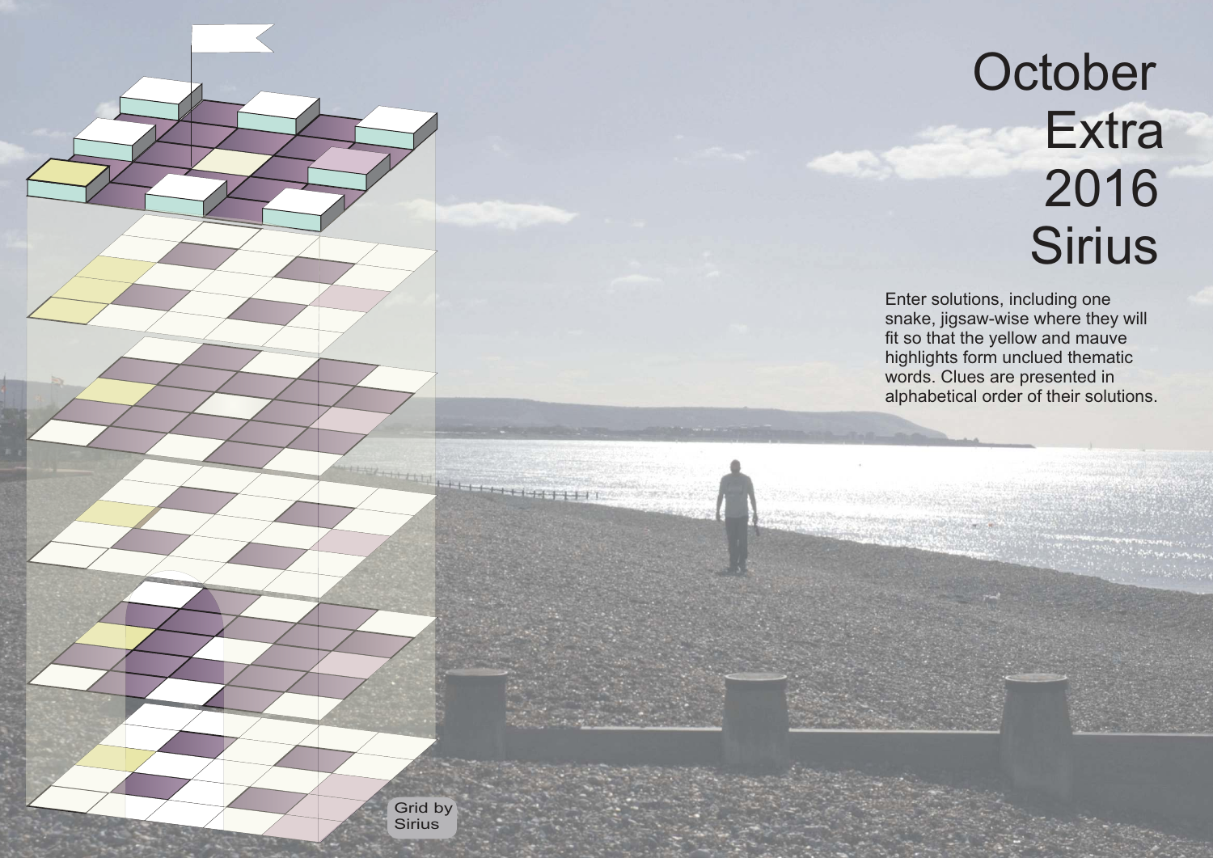# October Extra 2016 Sirius

Enter solutions, including one snake, jigsaw-wise where they will fit so that the yellow and mauve highlights form unclued thematic words. Clues are presented in alphabetical order of their solutions.

Grid by Sirius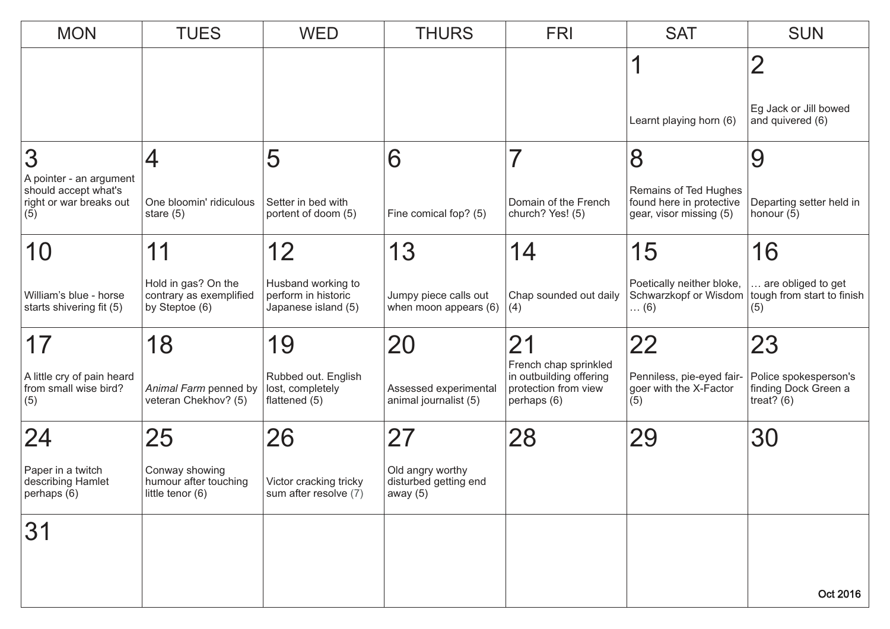| MON | TUES | WED | THURS | FRI | SAT | SUN |
|---|---|---|---|---|---|---|
| | | | | | 1 Learnt playing horn (6) | 2 Eg Jack or Jill bowed and quivered (6) |
| 3 A pointer - an argument should accept what's right or war breaks out (5) | 4 One bloomin' ridiculous stare (5) | 5 Setter in bed with portent of doom (5) | 6 Fine comical fop? (5) | 7 Domain of the French church? Yes! (5) | 8 Remains of Ted Hughes found here in protective gear, visor missing (5) | 9 Departing setter held in honour (5) |
| 10 William's blue - horse starts shivering fit (5) | 11 Hold in gas? On the contrary as exemplified by Steptoe (6) | 12 Husband working to perform in historic Japanese island (5) | 13 Jumpy piece calls out when moon appears (6) | 14 Chap sounded out daily (4) | 15 Poetically neither bloke, Schwarzkopf or Wisdom … (6) | 16 … are obliged to get tough from start to finish (5) |
| 17 A little cry of pain heard from small wise bird? (5) | 18 *Animal Farm* penned by veteran Chekhov? (5) | 19 Rubbed out. English lost, completely flattened (5) | 20 Assessed experimental animal journalist (5) | 21 French chap sprinkled in outbuilding offering protection from view perhaps (6) | 22 Penniless, pie-eyed fair-goer with the X-Factor (5) | 23 Police spokesperson's finding Dock Green a treat? (6) |
| 24 Paper in a twitch describing Hamlet perhaps (6) | 25 Conway showing humour after touching little tenor (6) | 26 Victor cracking tricky sum after resolve (7) | 27 Old angry worthy disturbed getting end away (5) | 28 | 29 | 30 |
| 31 | | | | | | |

Oct 2016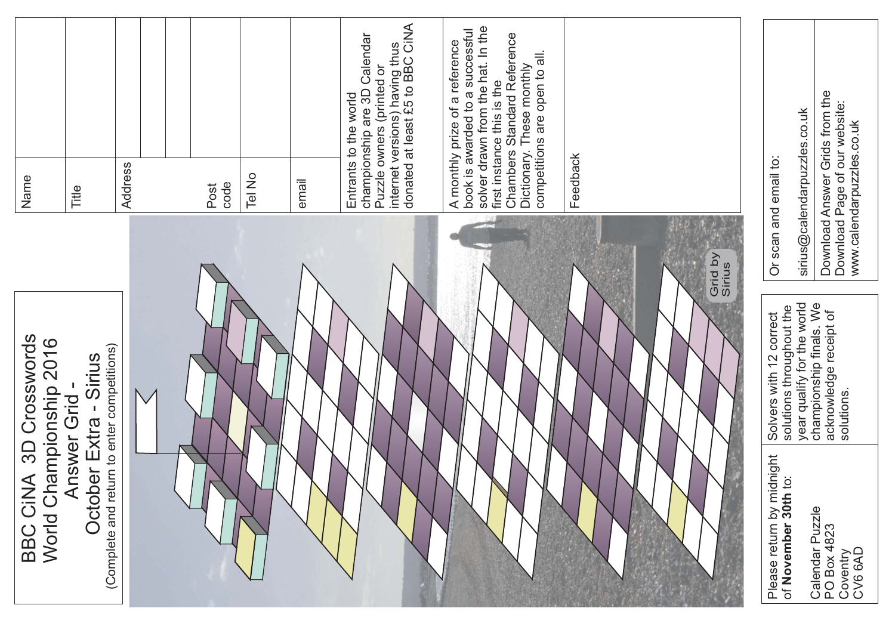# BBC CiNA 3D Crosswords World Championship 2016

## Answer Grid - October Extra - Sirius

(Complete and return to enter competitions)

Grid by Sirius

| | |
|---|---|
| Name | |
| Title | |
| Address | |
| | |
| | |
| Post code | |
| Tel No | |
| email | |

Entrants to the world championship are 3D Calendar Puzzle owners (printed or internet versions) having thus donated at least £5 to BBC CiNA

A monthly prize of a reference book is awarded to a successful solver drawn from the hat. In the first instance this is the Chambers Standard Reference Dictionary. These monthly competitions are open to all.

Feedback

Please return by midnight of **November 30th** to:

Calendar Puzzle
PO Box 4823
Coventry
CV6 6AD

Solvers with 12 correct solutions throughout the year qualify for the world championship finals. We acknowledge receipt of solutions.

Or scan and email to:

sirius@calendarpuzzles.co.uk

Download Answer Grids from the Download Page of our website: www.calendarpuzzles.co.uk